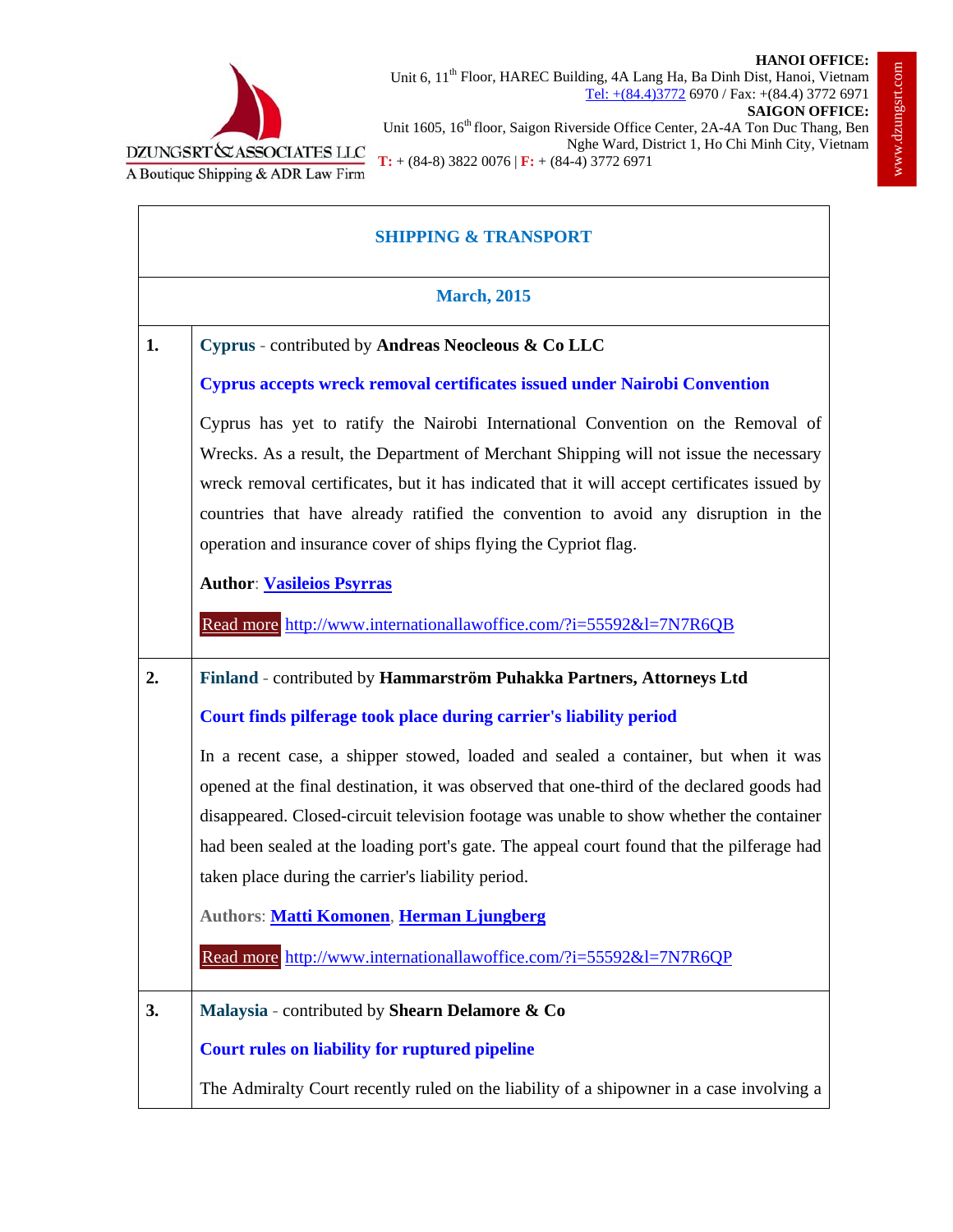DZUNGSRT & ASSOCIATES LLC
A Boutique Shipping & ADR Law Firm

**HANOI OFFICE:**
Unit 6, 11th Floor, HAREC Building, 4A Lang Ha, Ba Dinh Dist, Hanoi, Vietnam
Tel: +(84.4)3772 6970 / Fax: +(84.4) 3772 6971
**SAIGON OFFICE:**
Unit 1605, 16th floor, Saigon Riverside Office Center, 2A-4A Ton Duc Thang, Ben Nghe Ward, District 1, Ho Chi Minh City, Vietnam
T: + (84-8) 3822 0076 | F: + (84-4) 3772 6971

www.dzungsrt.com

## SHIPPING & TRANSPORT

### March, 2015

**1.** **Cyprus** - contributed by **Andreas Neocleous & Co LLC**

**Cyprus accepts wreck removal certificates issued under Nairobi Convention**

Cyprus has yet to ratify the Nairobi International Convention on the Removal of Wrecks. As a result, the Department of Merchant Shipping will not issue the necessary wreck removal certificates, but it has indicated that it will accept certificates issued by countries that have already ratified the convention to avoid any disruption in the operation and insurance cover of ships flying the Cypriot flag.

**Author**: Vasileios Psyrras

Read more http://www.internationallawoffice.com/?i=55592&l=7N7R6QB

**2.** **Finland** - contributed by **Hammarström Puhakka Partners, Attorneys Ltd**

**Court finds pilferage took place during carrier's liability period**

In a recent case, a shipper stowed, loaded and sealed a container, but when it was opened at the final destination, it was observed that one-third of the declared goods had disappeared. Closed-circuit television footage was unable to show whether the container had been sealed at the loading port's gate. The appeal court found that the pilferage had taken place during the carrier's liability period.

**Authors**: Matti Komonen, Herman Ljungberg

Read more http://www.internationallawoffice.com/?i=55592&l=7N7R6QP

**3.** **Malaysia** - contributed by **Shearn Delamore & Co**

**Court rules on liability for ruptured pipeline**

The Admiralty Court recently ruled on the liability of a shipowner in a case involving a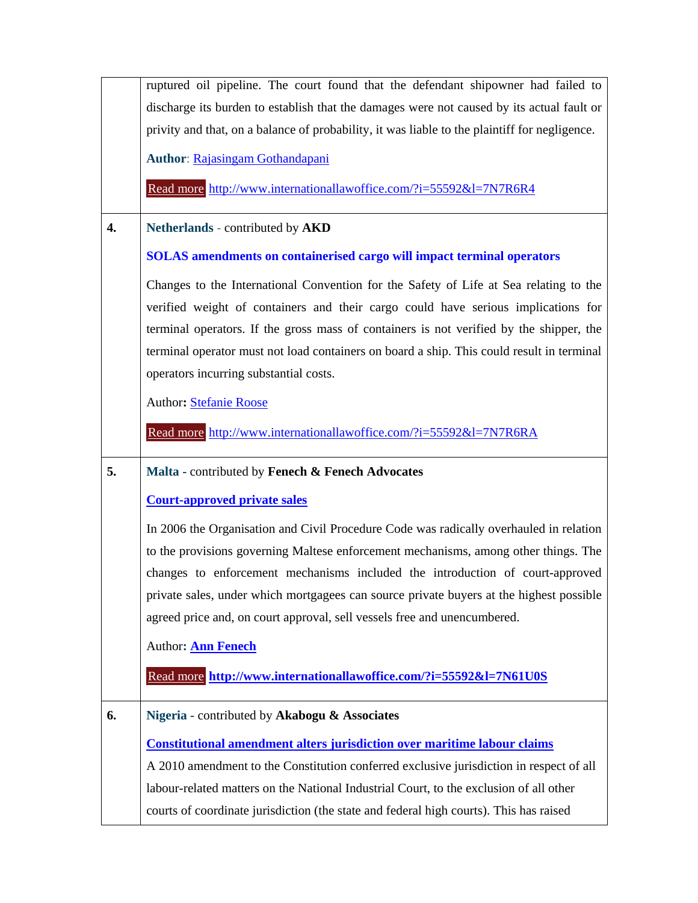| | |
|---|---|
| | ruptured oil pipeline. The court found that the defendant shipowner had failed to discharge its burden to establish that the damages were not caused by its actual fault or privity and that, on a balance of probability, it was liable to the plaintiff for negligence.<br><br>**Author**: Rajasingam Gothandapani<br><br>Read more http://www.internationallawoffice.com/?i=55592&l=7N7R6R4 |
| **4.** | **Netherlands** - contributed by **AKD**<br><br>**SOLAS amendments on containerised cargo will impact terminal operators**<br><br>Changes to the International Convention for the Safety of Life at Sea relating to the verified weight of containers and their cargo could have serious implications for terminal operators. If the gross mass of containers is not verified by the shipper, the terminal operator must not load containers on board a ship. This could result in terminal operators incurring substantial costs.<br><br>Author**:** Stefanie Roose<br><br>Read more http://www.internationallawoffice.com/?i=55592&l=7N7R6RA |
| **5.** | **Malta** - contributed by **Fenech & Fenech Advocates**<br><br>**Court-approved private sales**<br><br>In 2006 the Organisation and Civil Procedure Code was radically overhauled in relation to the provisions governing Maltese enforcement mechanisms, among other things. The changes to enforcement mechanisms included the introduction of court-approved private sales, under which mortgagees can source private buyers at the highest possible agreed price and, on court approval, sell vessels free and unencumbered.<br><br>Author**: Ann Fenech**<br><br>Read more **http://www.internationallawoffice.com/?i=55592&l=7N61U0S** |
| **6.** | **Nigeria** - contributed by **Akabogu & Associates**<br><br>**Constitutional amendment alters jurisdiction over maritime labour claims**<br><br>A 2010 amendment to the Constitution conferred exclusive jurisdiction in respect of all labour-related matters on the National Industrial Court, to the exclusion of all other courts of coordinate jurisdiction (the state and federal high courts). This has raised |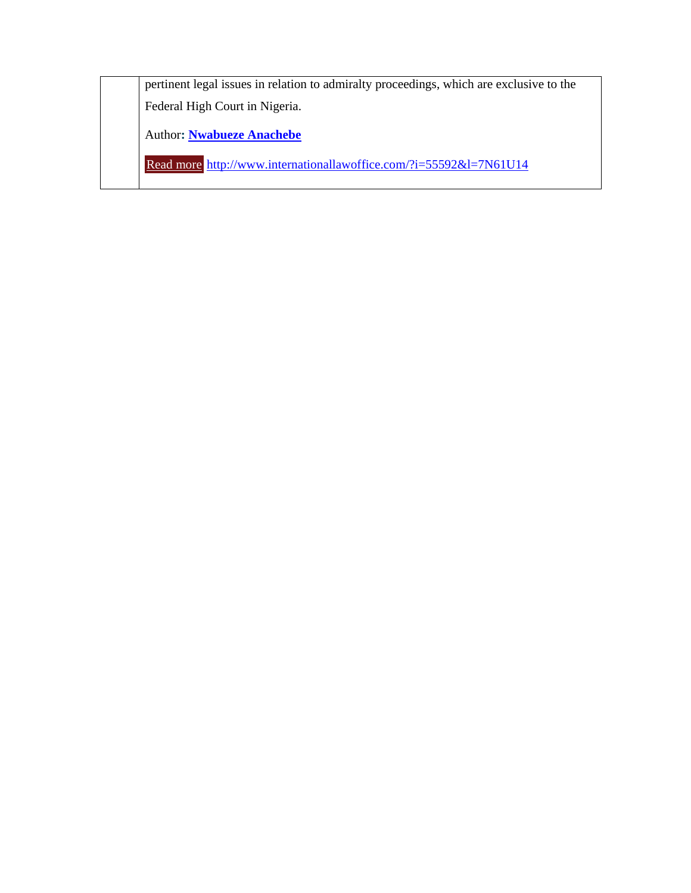| | |
| --- | --- |
| | pertinent legal issues in relation to admiralty proceedings, which are exclusive to the Federal High Court in Nigeria.<br><br>Author: **Nwabueze Anachebe**<br><br>Read more http://www.internationallawoffice.com/?i=55592&l=7N61U14 |